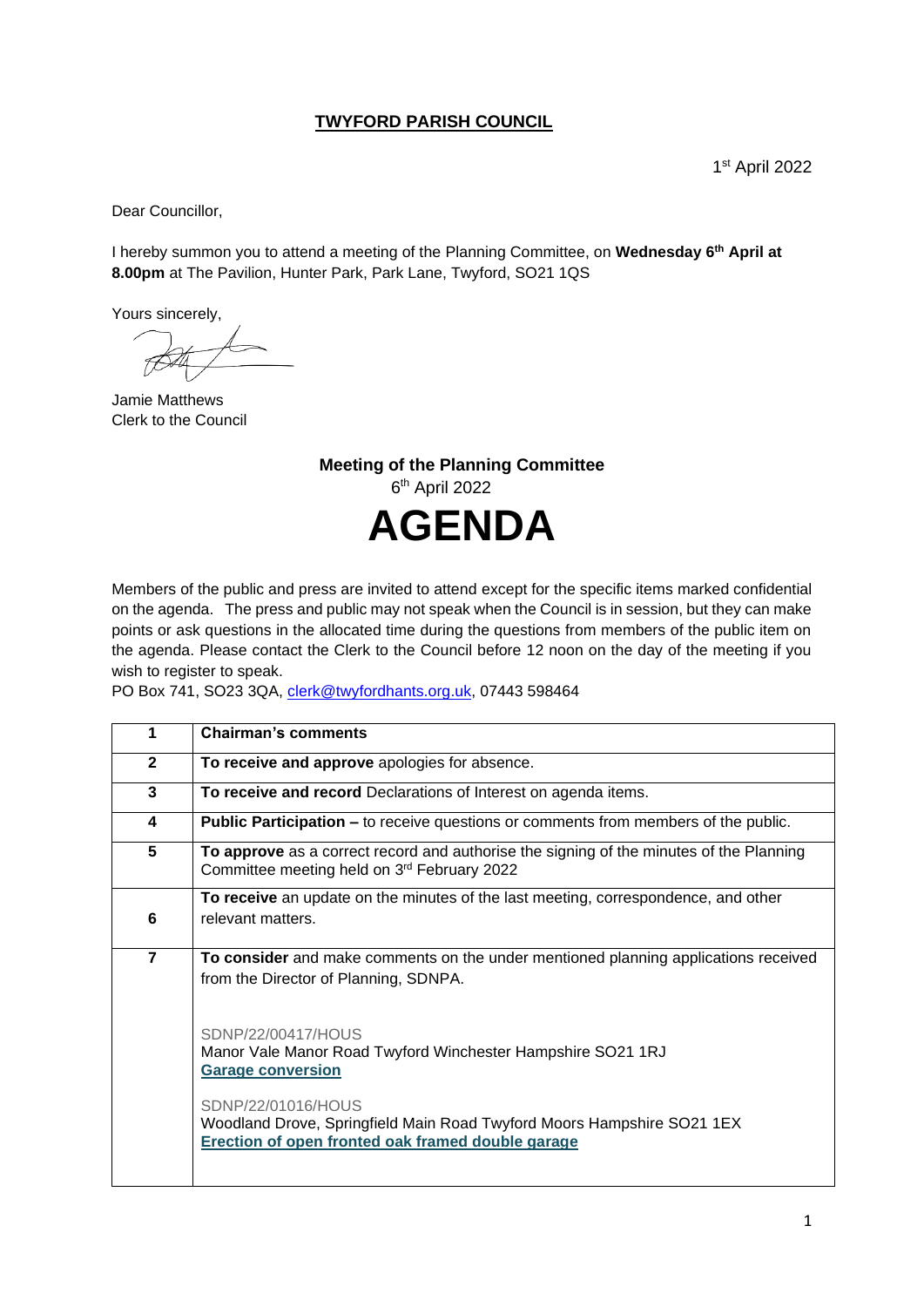# TWYFORD PARISH COUNCIL

1st April 2022

Dear Councillor,

I hereby summon you to attend a meeting of the Planning Committee, on **Wednesday 6th April at 8.00pm** at The Pavilion, Hunter Park, Park Lane, Twyford, SO21 1QS

Yours sincerely,

Jamie Matthews
Clerk to the Council

**Meeting of the Planning Committee**
6th April 2022

# AGENDA

Members of the public and press are invited to attend except for the specific items marked confidential on the agenda. The press and public may not speak when the Council is in session, but they can make points or ask questions in the allocated time during the questions from members of the public item on the agenda. Please contact the Clerk to the Council before 12 noon on the day of the meeting if you wish to register to speak.

PO Box 741, SO23 3QA, clerk@twyfordhants.org.uk, 07443 598464

| | |
|---|---|
| **1** | **Chairman's comments** |
| **2** | **To receive and approve** apologies for absence. |
| **3** | **To receive and record** Declarations of Interest on agenda items. |
| **4** | **Public Participation –** to receive questions or comments from members of the public. |
| **5** | **To approve** as a correct record and authorise the signing of the minutes of the Planning Committee meeting held on 3rd February 2022 |
| **6** | **To receive** an update on the minutes of the last meeting, correspondence, and other relevant matters. |
| **7** | **To consider** and make comments on the under mentioned planning applications received from the Director of Planning, SDNPA.<br><br>SDNP/22/00417/HOUS<br>Manor Vale Manor Road Twyford Winchester Hampshire SO21 1RJ<br>**Garage conversion**<br><br>SDNP/22/01016/HOUS<br>Woodland Drove, Springfield Main Road Twyford Moors Hampshire SO21 1EX<br>**Erection of open fronted oak framed double garage** |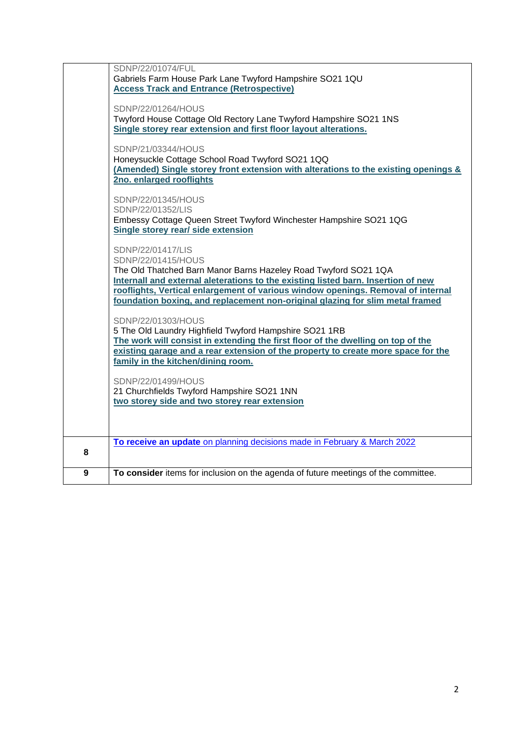| | |
|---|---|
| | SDNP/22/01074/FUL<br>Gabriels Farm House Park Lane Twyford Hampshire SO21 1QU<br>**Access Track and Entrance (Retrospective)**<br><br>SDNP/22/01264/HOUS<br>Twyford House Cottage Old Rectory Lane Twyford Hampshire SO21 1NS<br>**Single storey rear extension and first floor layout alterations.**<br><br>SDNP/21/03344/HOUS<br>Honeysuckle Cottage School Road Twyford SO21 1QQ<br>**(Amended) Single storey front extension with alterations to the existing openings & 2no. enlarged rooflights**<br><br>SDNP/22/01345/HOUS<br>SDNP/22/01352/LIS<br>Embessy Cottage Queen Street Twyford Winchester Hampshire SO21 1QG<br>**Single storey rear/ side extension**<br><br>SDNP/22/01417/LIS<br>SDNP/22/01415/HOUS<br>The Old Thatched Barn Manor Barns Hazeley Road Twyford SO21 1QA<br>**Internall and external aleterations to the existing listed barn. Insertion of new rooflights, Vertical enlargement of various window openings. Removal of internal foundation boxing, and replacement non-original glazing for slim metal framed**<br><br>SDNP/22/01303/HOUS<br>5 The Old Laundry Highfield Twyford Hampshire SO21 1RB<br>**The work will consist in extending the first floor of the dwelling on top of the existing garage and a rear extension of the property to create more space for the family in the kitchen/dining room.**<br><br>SDNP/22/01499/HOUS<br>21 Churchfields Twyford Hampshire SO21 1NN<br>**two storey side and two storey rear extension** |
| **8** | **To receive an update** on planning decisions made in February & March 2022 |
| **9** | **To consider** items for inclusion on the agenda of future meetings of the committee. |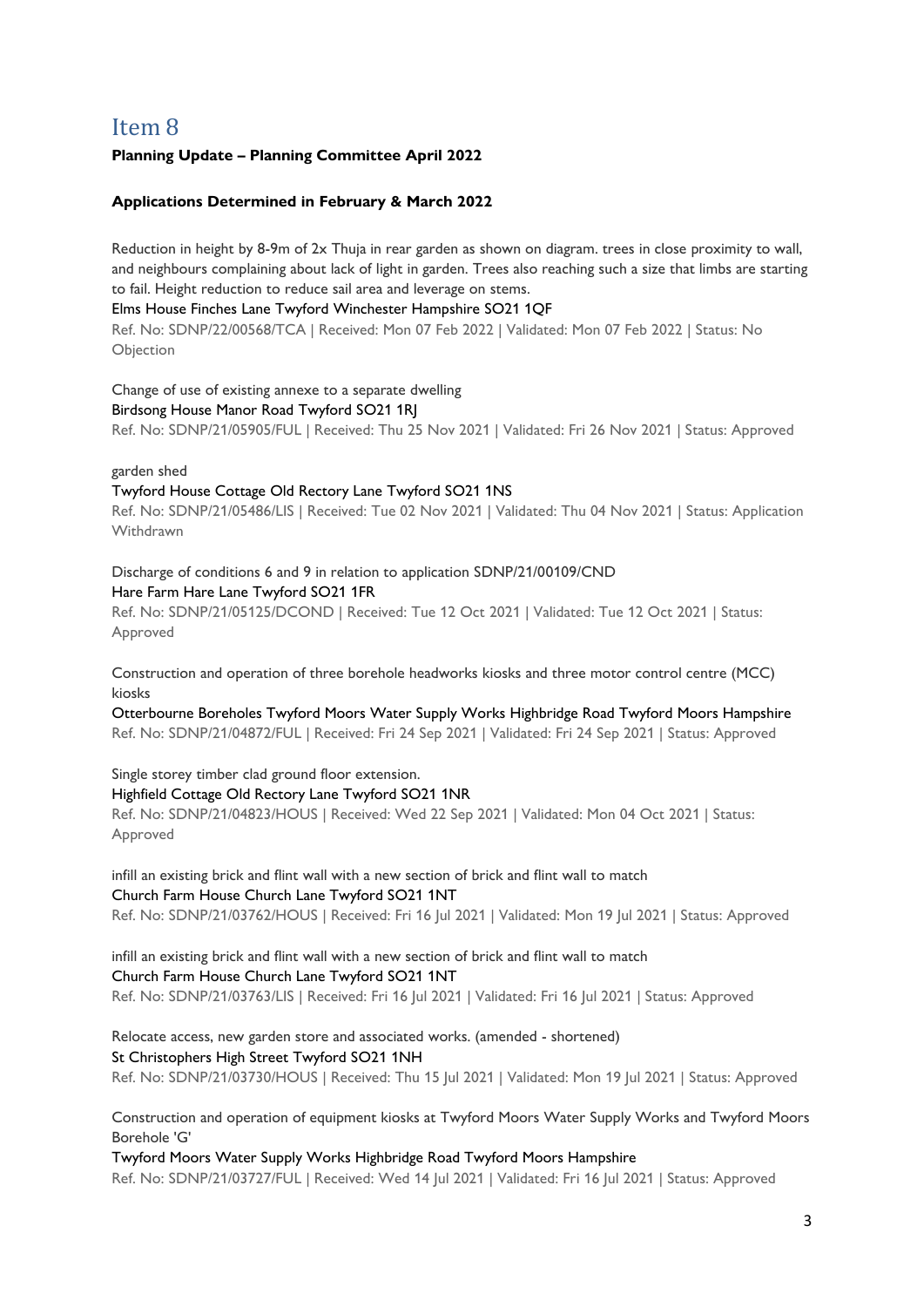# Item 8

**Planning Update – Planning Committee April 2022**

**Applications Determined in February & March 2022**

Reduction in height by 8-9m of 2x Thuja in rear garden as shown on diagram. trees in close proximity to wall, and neighbours complaining about lack of light in garden. Trees also reaching such a size that limbs are starting to fail. Height reduction to reduce sail area and leverage on stems.
Elms House Finches Lane Twyford Winchester Hampshire SO21 1QF
Ref. No: SDNP/22/00568/TCA | Received: Mon 07 Feb 2022 | Validated: Mon 07 Feb 2022 | Status: No Objection

Change of use of existing annexe to a separate dwelling
Birdsong House Manor Road Twyford SO21 1RJ
Ref. No: SDNP/21/05905/FUL | Received: Thu 25 Nov 2021 | Validated: Fri 26 Nov 2021 | Status: Approved

garden shed
Twyford House Cottage Old Rectory Lane Twyford SO21 1NS
Ref. No: SDNP/21/05486/LIS | Received: Tue 02 Nov 2021 | Validated: Thu 04 Nov 2021 | Status: Application Withdrawn

Discharge of conditions 6 and 9 in relation to application SDNP/21/00109/CND
Hare Farm Hare Lane Twyford SO21 1FR
Ref. No: SDNP/21/05125/DCOND | Received: Tue 12 Oct 2021 | Validated: Tue 12 Oct 2021 | Status: Approved

Construction and operation of three borehole headworks kiosks and three motor control centre (MCC) kiosks
Otterbourne Boreholes Twyford Moors Water Supply Works Highbridge Road Twyford Moors Hampshire
Ref. No: SDNP/21/04872/FUL | Received: Fri 24 Sep 2021 | Validated: Fri 24 Sep 2021 | Status: Approved

Single storey timber clad ground floor extension.
Highfield Cottage Old Rectory Lane Twyford SO21 1NR
Ref. No: SDNP/21/04823/HOUS | Received: Wed 22 Sep 2021 | Validated: Mon 04 Oct 2021 | Status: Approved

infill an existing brick and flint wall with a new section of brick and flint wall to match
Church Farm House Church Lane Twyford SO21 1NT
Ref. No: SDNP/21/03762/HOUS | Received: Fri 16 Jul 2021 | Validated: Mon 19 Jul 2021 | Status: Approved

infill an existing brick and flint wall with a new section of brick and flint wall to match
Church Farm House Church Lane Twyford SO21 1NT
Ref. No: SDNP/21/03763/LIS | Received: Fri 16 Jul 2021 | Validated: Fri 16 Jul 2021 | Status: Approved

Relocate access, new garden store and associated works. (amended - shortened)
St Christophers High Street Twyford SO21 1NH
Ref. No: SDNP/21/03730/HOUS | Received: Thu 15 Jul 2021 | Validated: Mon 19 Jul 2021 | Status: Approved

Construction and operation of equipment kiosks at Twyford Moors Water Supply Works and Twyford Moors Borehole 'G'
Twyford Moors Water Supply Works Highbridge Road Twyford Moors Hampshire
Ref. No: SDNP/21/03727/FUL | Received: Wed 14 Jul 2021 | Validated: Fri 16 Jul 2021 | Status: Approved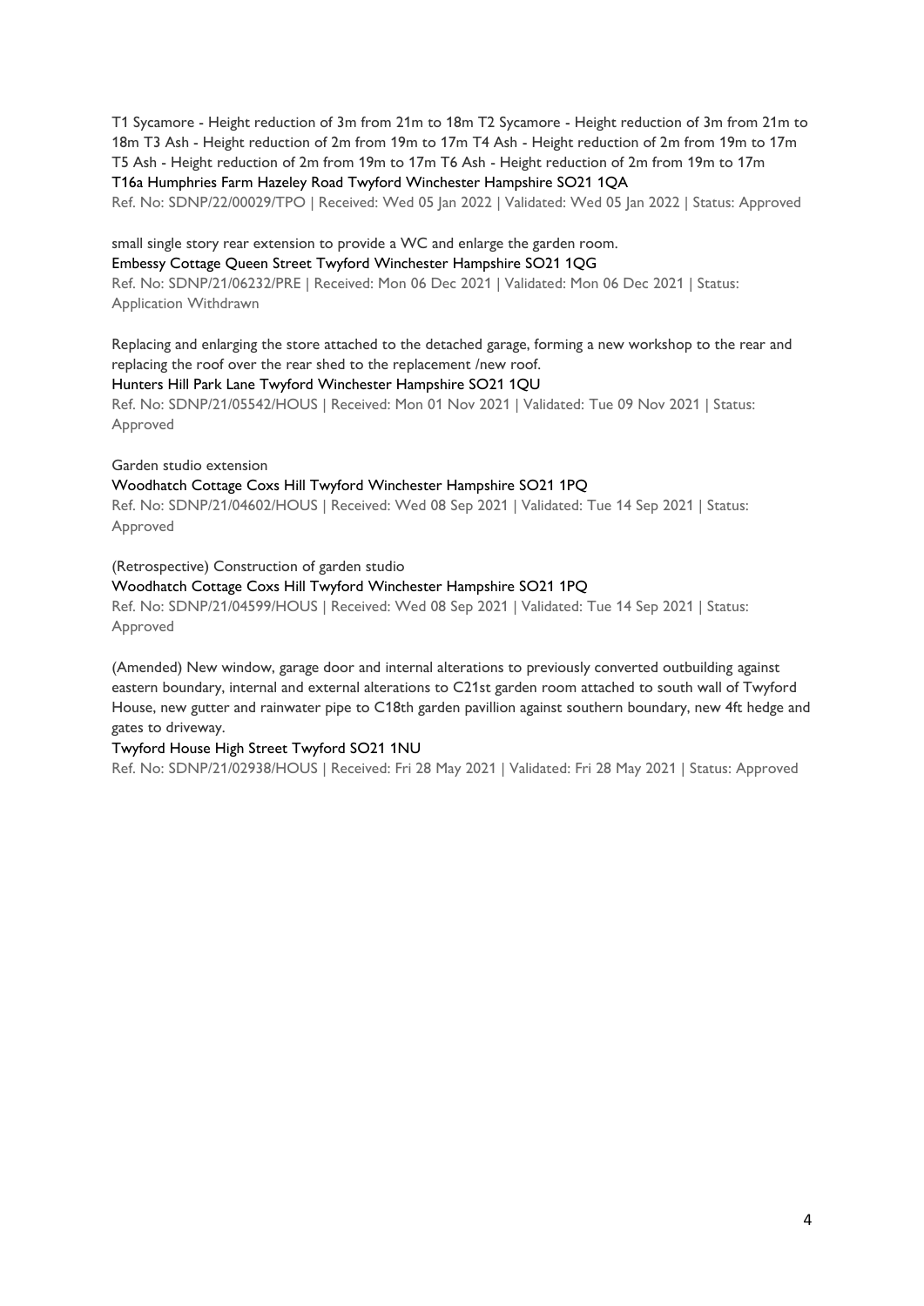T1 Sycamore - Height reduction of 3m from 21m to 18m T2 Sycamore - Height reduction of 3m from 21m to 18m T3 Ash - Height reduction of 2m from 19m to 17m T4 Ash - Height reduction of 2m from 19m to 17m T5 Ash - Height reduction of 2m from 19m to 17m T6 Ash - Height reduction of 2m from 19m to 17m
T16a Humphries Farm Hazeley Road Twyford Winchester Hampshire SO21 1QA
Ref. No: SDNP/22/00029/TPO | Received: Wed 05 Jan 2022 | Validated: Wed 05 Jan 2022 | Status: Approved

small single story rear extension to provide a WC and enlarge the garden room.
Embessy Cottage Queen Street Twyford Winchester Hampshire SO21 1QG
Ref. No: SDNP/21/06232/PRE | Received: Mon 06 Dec 2021 | Validated: Mon 06 Dec 2021 | Status: Application Withdrawn

Replacing and enlarging the store attached to the detached garage, forming a new workshop to the rear and replacing the roof over the rear shed to the replacement /new roof.
Hunters Hill Park Lane Twyford Winchester Hampshire SO21 1QU
Ref. No: SDNP/21/05542/HOUS | Received: Mon 01 Nov 2021 | Validated: Tue 09 Nov 2021 | Status: Approved

Garden studio extension
Woodhatch Cottage Coxs Hill Twyford Winchester Hampshire SO21 1PQ
Ref. No: SDNP/21/04602/HOUS | Received: Wed 08 Sep 2021 | Validated: Tue 14 Sep 2021 | Status: Approved

(Retrospective) Construction of garden studio
Woodhatch Cottage Coxs Hill Twyford Winchester Hampshire SO21 1PQ
Ref. No: SDNP/21/04599/HOUS | Received: Wed 08 Sep 2021 | Validated: Tue 14 Sep 2021 | Status: Approved

(Amended) New window, garage door and internal alterations to previously converted outbuilding against eastern boundary, internal and external alterations to C21st garden room attached to south wall of Twyford House, new gutter and rainwater pipe to C18th garden pavillion against southern boundary, new 4ft hedge and gates to driveway.
Twyford House High Street Twyford SO21 1NU
Ref. No: SDNP/21/02938/HOUS | Received: Fri 28 May 2021 | Validated: Fri 28 May 2021 | Status: Approved